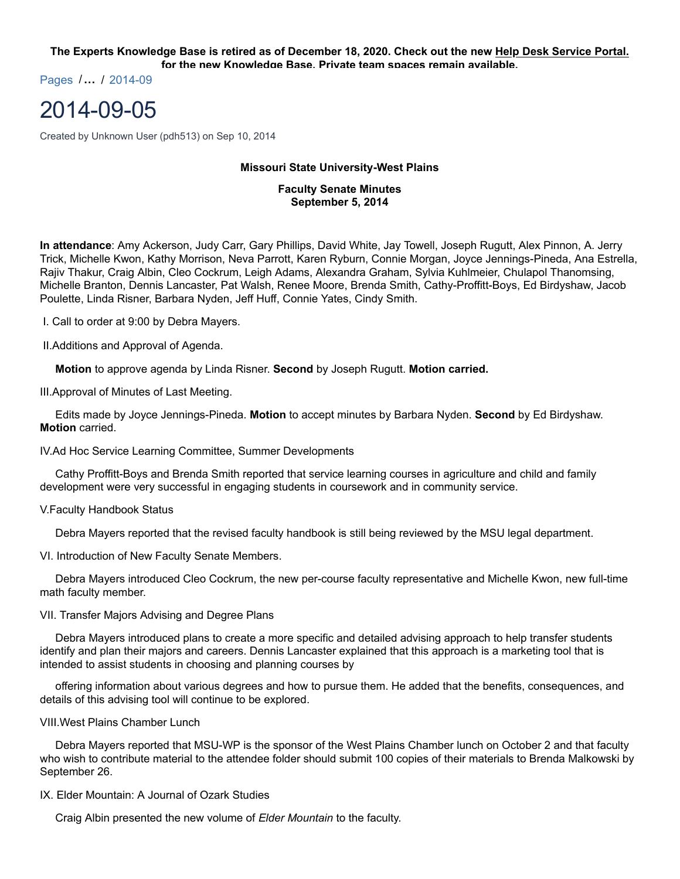**The Experts Knowledge Base is retired as of December 18, 2020. Check out the new Help Desk Service Portal. for the new Knowledge Base. Private team spaces remain available.**

Pages / ... / 2014-09

# 2014-09-05

Created by Unknown User (pdh513) on Sep 10, 2014

**Missouri State University-West Plains**

**Faculty Senate Minutes**
**September 5, 2014**

**In attendance**: Amy Ackerson, Judy Carr, Gary Phillips, David White, Jay Towell, Joseph Rugutt, Alex Pinnon, A. Jerry Trick, Michelle Kwon, Kathy Morrison, Neva Parrott, Karen Ryburn, Connie Morgan, Joyce Jennings-Pineda, Ana Estrella, Rajiv Thakur, Craig Albin, Cleo Cockrum, Leigh Adams, Alexandra Graham, Sylvia Kuhlmeier, Chulapol Thanomsing, Michelle Branton, Dennis Lancaster, Pat Walsh, Renee Moore, Brenda Smith, Cathy-Proffitt-Boys, Ed Birdyshaw, Jacob Poulette, Linda Risner, Barbara Nyden, Jeff Huff, Connie Yates, Cindy Smith.

I. Call to order at 9:00 by Debra Mayers.

II.Additions and Approval of Agenda.

**Motion** to approve agenda by Linda Risner. **Second** by Joseph Rugutt. **Motion carried.**

III.Approval of Minutes of Last Meeting.

Edits made by Joyce Jennings-Pineda. **Motion** to accept minutes by Barbara Nyden. **Second** by Ed Birdyshaw. **Motion** carried.

IV.Ad Hoc Service Learning Committee, Summer Developments

Cathy Proffitt-Boys and Brenda Smith reported that service learning courses in agriculture and child and family development were very successful in engaging students in coursework and in community service.

V.Faculty Handbook Status

Debra Mayers reported that the revised faculty handbook is still being reviewed by the MSU legal department.

VI. Introduction of New Faculty Senate Members.

Debra Mayers introduced Cleo Cockrum, the new per-course faculty representative and Michelle Kwon, new full-time math faculty member.

VII. Transfer Majors Advising and Degree Plans

Debra Mayers introduced plans to create a more specific and detailed advising approach to help transfer students identify and plan their majors and careers. Dennis Lancaster explained that this approach is a marketing tool that is intended to assist students in choosing and planning courses by

offering information about various degrees and how to pursue them. He added that the benefits, consequences, and details of this advising tool will continue to be explored.

VIII.West Plains Chamber Lunch

Debra Mayers reported that MSU-WP is the sponsor of the West Plains Chamber lunch on October 2 and that faculty who wish to contribute material to the attendee folder should submit 100 copies of their materials to Brenda Malkowski by September 26.

IX. Elder Mountain: A Journal of Ozark Studies

Craig Albin presented the new volume of *Elder Mountain* to the faculty.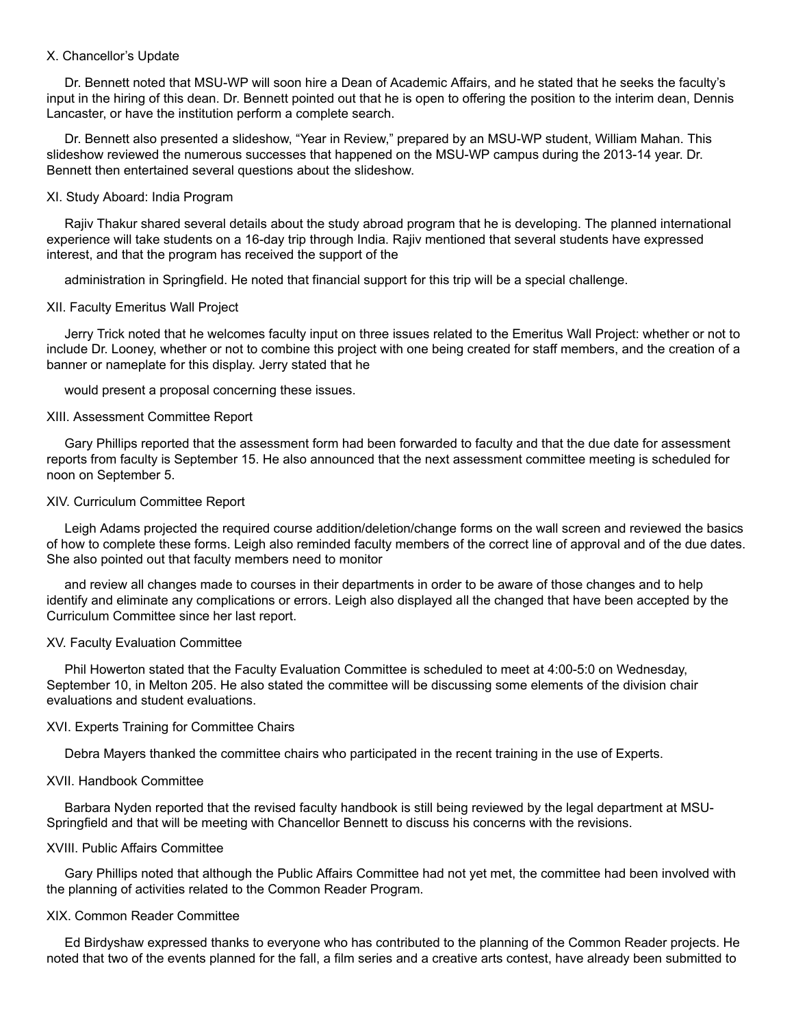X. Chancellor's Update

Dr. Bennett noted that MSU-WP will soon hire a Dean of Academic Affairs, and he stated that he seeks the faculty's input in the hiring of this dean. Dr. Bennett pointed out that he is open to offering the position to the interim dean, Dennis Lancaster, or have the institution perform a complete search.

Dr. Bennett also presented a slideshow, "Year in Review," prepared by an MSU-WP student, William Mahan. This slideshow reviewed the numerous successes that happened on the MSU-WP campus during the 2013-14 year. Dr. Bennett then entertained several questions about the slideshow.

XI. Study Aboard: India Program

Rajiv Thakur shared several details about the study abroad program that he is developing. The planned international experience will take students on a 16-day trip through India. Rajiv mentioned that several students have expressed interest, and that the program has received the support of the

administration in Springfield. He noted that financial support for this trip will be a special challenge.

XII. Faculty Emeritus Wall Project

Jerry Trick noted that he welcomes faculty input on three issues related to the Emeritus Wall Project: whether or not to include Dr. Looney, whether or not to combine this project with one being created for staff members, and the creation of a banner or nameplate for this display. Jerry stated that he

would present a proposal concerning these issues.

XIII. Assessment Committee Report

Gary Phillips reported that the assessment form had been forwarded to faculty and that the due date for assessment reports from faculty is September 15. He also announced that the next assessment committee meeting is scheduled for noon on September 5.

XIV. Curriculum Committee Report

Leigh Adams projected the required course addition/deletion/change forms on the wall screen and reviewed the basics of how to complete these forms. Leigh also reminded faculty members of the correct line of approval and of the due dates. She also pointed out that faculty members need to monitor

and review all changes made to courses in their departments in order to be aware of those changes and to help identify and eliminate any complications or errors. Leigh also displayed all the changed that have been accepted by the Curriculum Committee since her last report.

XV. Faculty Evaluation Committee

Phil Howerton stated that the Faculty Evaluation Committee is scheduled to meet at 4:00-5:0 on Wednesday, September 10, in Melton 205. He also stated the committee will be discussing some elements of the division chair evaluations and student evaluations.

XVI. Experts Training for Committee Chairs

Debra Mayers thanked the committee chairs who participated in the recent training in the use of Experts.

XVII. Handbook Committee

Barbara Nyden reported that the revised faculty handbook is still being reviewed by the legal department at MSU-Springfield and that will be meeting with Chancellor Bennett to discuss his concerns with the revisions.

XVIII. Public Affairs Committee

Gary Phillips noted that although the Public Affairs Committee had not yet met, the committee had been involved with the planning of activities related to the Common Reader Program.

XIX. Common Reader Committee

Ed Birdyshaw expressed thanks to everyone who has contributed to the planning of the Common Reader projects. He noted that two of the events planned for the fall, a film series and a creative arts contest, have already been submitted to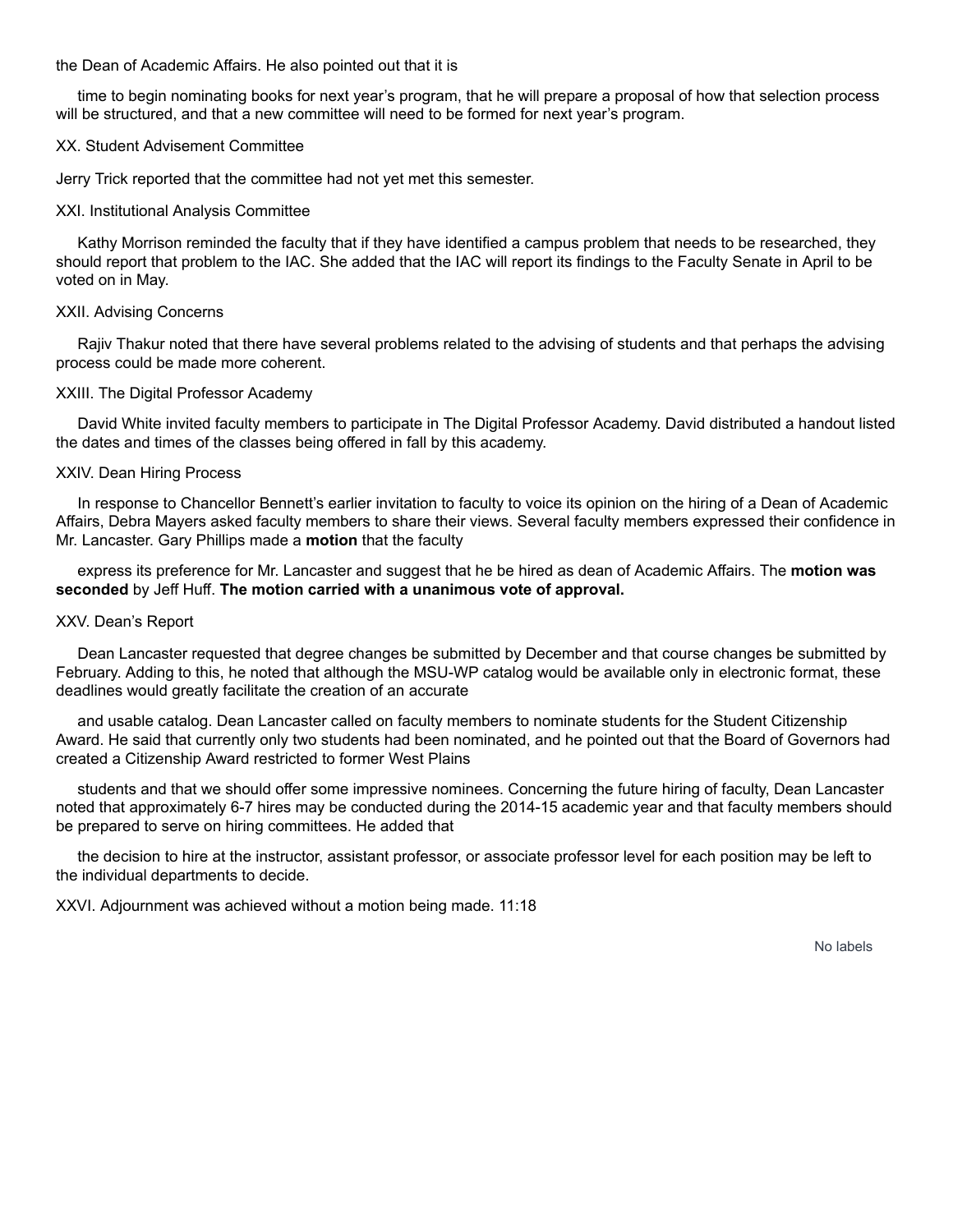the Dean of Academic Affairs. He also pointed out that it is time to begin nominating books for next year's program, that he will prepare a proposal of how that selection process will be structured, and that a new committee will need to be formed for next year's program.

XX. Student Advisement Committee

Jerry Trick reported that the committee had not yet met this semester.

XXI. Institutional Analysis Committee

Kathy Morrison reminded the faculty that if they have identified a campus problem that needs to be researched, they should report that problem to the IAC. She added that the IAC will report its findings to the Faculty Senate in April to be voted on in May.

XXII. Advising Concerns

Rajiv Thakur noted that there have several problems related to the advising of students and that perhaps the advising process could be made more coherent.

XXIII. The Digital Professor Academy

David White invited faculty members to participate in The Digital Professor Academy. David distributed a handout listed the dates and times of the classes being offered in fall by this academy.

XXIV. Dean Hiring Process

In response to Chancellor Bennett's earlier invitation to faculty to voice its opinion on the hiring of a Dean of Academic Affairs, Debra Mayers asked faculty members to share their views. Several faculty members expressed their confidence in Mr. Lancaster. Gary Phillips made a **motion** that the faculty express its preference for Mr. Lancaster and suggest that he be hired as dean of Academic Affairs. The **motion was seconded** by Jeff Huff. **The motion carried with a unanimous vote of approval.**

XXV. Dean's Report

Dean Lancaster requested that degree changes be submitted by December and that course changes be submitted by February. Adding to this, he noted that although the MSU-WP catalog would be available only in electronic format, these deadlines would greatly facilitate the creation of an accurate and usable catalog. Dean Lancaster called on faculty members to nominate students for the Student Citizenship Award. He said that currently only two students had been nominated, and he pointed out that the Board of Governors had created a Citizenship Award restricted to former West Plains students and that we should offer some impressive nominees. Concerning the future hiring of faculty, Dean Lancaster noted that approximately 6-7 hires may be conducted during the 2014-15 academic year and that faculty members should be prepared to serve on hiring committees. He added that the decision to hire at the instructor, assistant professor, or associate professor level for each position may be left to the individual departments to decide.

XXVI. Adjournment was achieved without a motion being made. 11:18

No labels